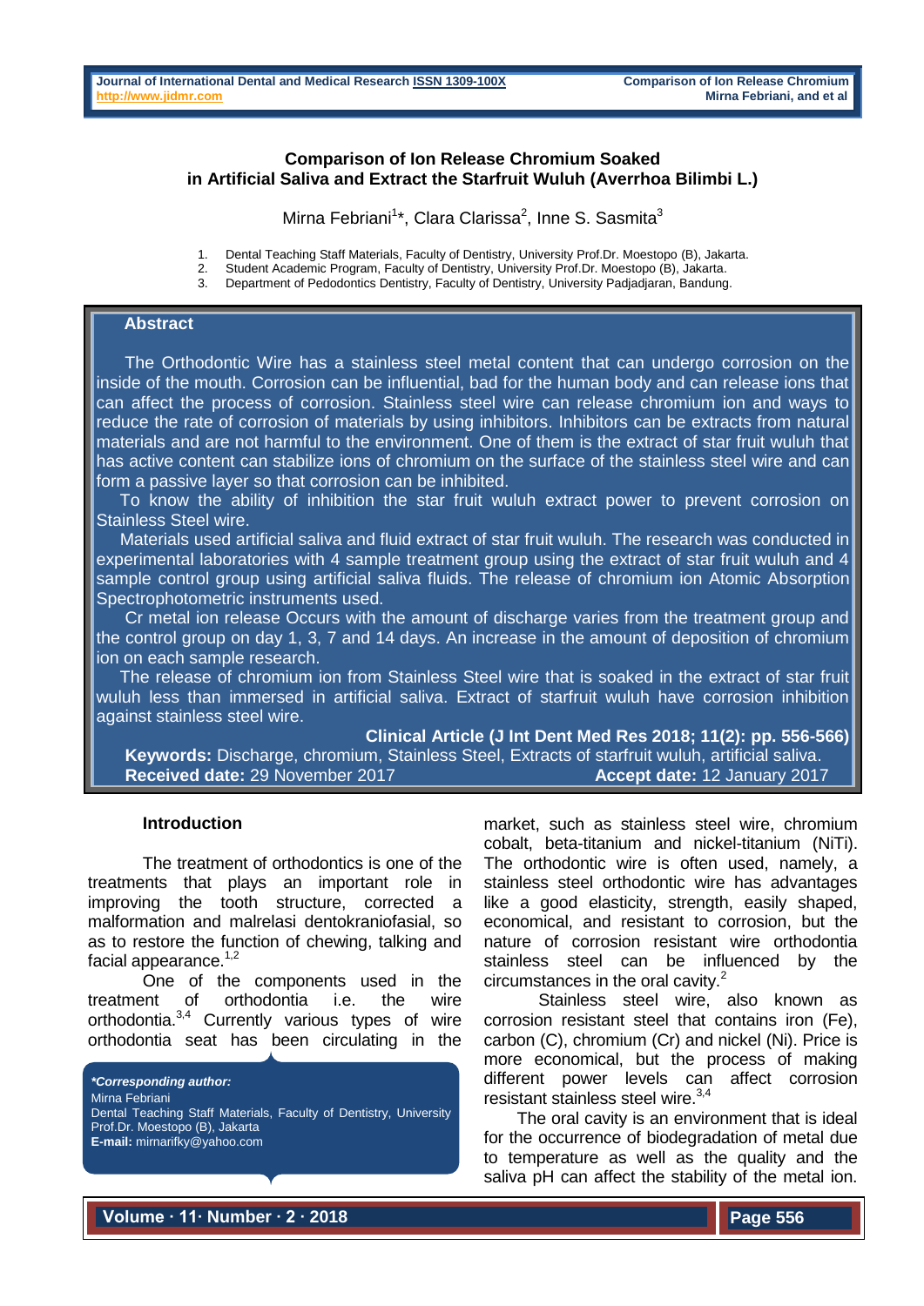# Comparison of Ion Release Chromium Soaked in Artificial Saliva and Extract the Starfruit Wuluh (Averrhoa Bilimbi L.)

Mirna Febriani[1]*, Clara Clarissa[2], Inne S. Sasmita[3]

1. Dental Teaching Staff Materials, Faculty of Dentistry, University Prof.Dr. Moestopo (B), Jakarta.
2. Student Academic Program, Faculty of Dentistry, University Prof.Dr. Moestopo (B), Jakarta.
3. Department of Pedodontics Dentistry, Faculty of Dentistry, University Padjadjaran, Bandung.

## Abstract

The Orthodontic Wire has a stainless steel metal content that can undergo corrosion on the inside of the mouth. Corrosion can be influential, bad for the human body and can release ions that can affect the process of corrosion. Stainless steel wire can release chromium ion and ways to reduce the rate of corrosion of materials by using inhibitors. Inhibitors can be extracts from natural materials and are not harmful to the environment. One of them is the extract of star fruit wuluh that has active content can stabilize ions of chromium on the surface of the stainless steel wire and can form a passive layer so that corrosion can be inhibited.

To know the ability of inhibition the star fruit wuluh extract power to prevent corrosion on Stainless Steel wire.

Materials used artificial saliva and fluid extract of star fruit wuluh. The research was conducted in experimental laboratories with 4 sample treatment group using the extract of star fruit wuluh and 4 sample control group using artificial saliva fluids. The release of chromium ion Atomic Absorption Spectrophotometric instruments used.

Cr metal ion release Occurs with the amount of discharge varies from the treatment group and the control group on day 1, 3, 7 and 14 days. An increase in the amount of deposition of chromium ion on each sample research.

The release of chromium ion from Stainless Steel wire that is soaked in the extract of star fruit wuluh less than immersed in artificial saliva. Extract of starfruit wuluh have corrosion inhibition against stainless steel wire.

**Clinical Article (J Int Dent Med Res 2018; 11(2): pp. 556-566)**

**Keywords:** Discharge, chromium, Stainless Steel, Extracts of starfruit wuluh, artificial saliva.

**Received date:** 29 November 2017 **Accept date:** 12 January 2017

## Introduction

The treatment of orthodontics is one of the treatments that plays an important role in improving the tooth structure, corrected a malformation and malrelasi dentokraniofasial, so as to restore the function of chewing, talking and facial appearance.[1,2]

One of the components used in the treatment of orthodontia i.e. the wire orthodontia.[3,4] Currently various types of wire orthodontia seat has been circulating in the market, such as stainless steel wire, chromium cobalt, beta-titanium and nickel-titanium (NiTi). The orthodontic wire is often used, namely, a stainless steel orthodontic wire has advantages like a good elasticity, strength, easily shaped, economical, and resistant to corrosion, but the nature of corrosion resistant wire orthodontia stainless steel can be influenced by the circumstances in the oral cavity.[2]

Stainless steel wire, also known as corrosion resistant steel that contains iron (Fe), carbon (C), chromium (Cr) and nickel (Ni). Price is more economical, but the process of making different power levels can affect corrosion resistant stainless steel wire.[3,4]

The oral cavity is an environment that is ideal for the occurrence of biodegradation of metal due to temperature as well as the quality and the saliva pH can affect the stability of the metal ion.

***Corresponding author:***
Mirna Febriani
Dental Teaching Staff Materials, Faculty of Dentistry, University Prof.Dr. Moestopo (B), Jakarta
**E-mail:** mirnarifky@yahoo.com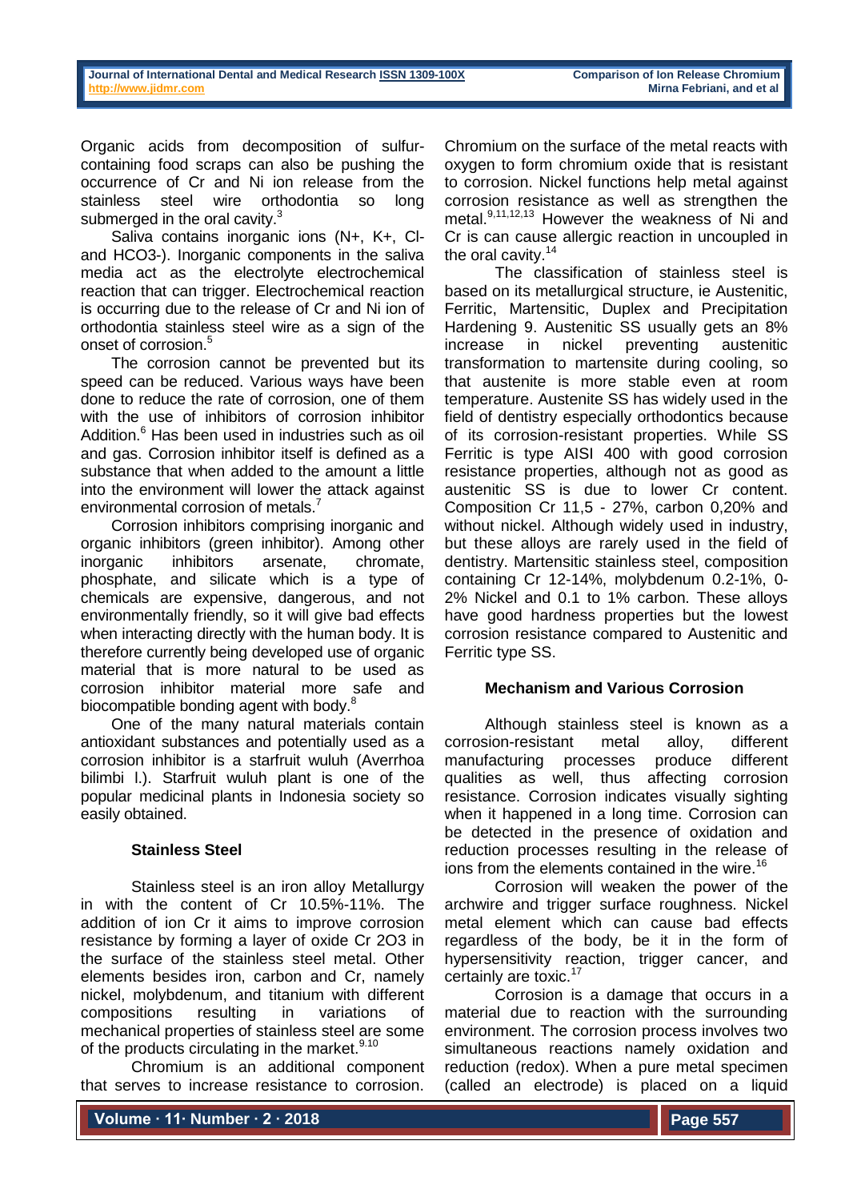Organic acids from decomposition of sulfur-containing food scraps can also be pushing the occurrence of Cr and Ni ion release from the stainless steel wire orthodontia so long submerged in the oral cavity.[3]

Saliva contains inorganic ions (N+, K+, Cl- and HCO3-). Inorganic components in the saliva media act as the electrolyte electrochemical reaction that can trigger. Electrochemical reaction is occurring due to the release of Cr and Ni ion of orthodontia stainless steel wire as a sign of the onset of corrosion.[5]

The corrosion cannot be prevented but its speed can be reduced. Various ways have been done to reduce the rate of corrosion, one of them with the use of inhibitors of corrosion inhibitor Addition.[6] Has been used in industries such as oil and gas. Corrosion inhibitor itself is defined as a substance that when added to the amount a little into the environment will lower the attack against environmental corrosion of metals.[7]

Corrosion inhibitors comprising inorganic and organic inhibitors (green inhibitor). Among other inorganic inhibitors arsenate, chromate, phosphate, and silicate which is a type of chemicals are expensive, dangerous, and not environmentally friendly, so it will give bad effects when interacting directly with the human body. It is therefore currently being developed use of organic material that is more natural to be used as corrosion inhibitor material more safe and biocompatible bonding agent with body.[8]

One of the many natural materials contain antioxidant substances and potentially used as a corrosion inhibitor is a starfruit wuluh (Averrhoa bilimbi l.). Starfruit wuluh plant is one of the popular medicinal plants in Indonesia society so easily obtained.

### Stainless Steel

Stainless steel is an iron alloy Metallurgy in with the content of Cr 10.5%-11%. The addition of ion Cr it aims to improve corrosion resistance by forming a layer of oxide Cr 2O3 in the surface of the stainless steel metal. Other elements besides iron, carbon and Cr, namely nickel, molybdenum, and titanium with different compositions resulting in variations of mechanical properties of stainless steel are some of the products circulating in the market.[9.10]

Chromium is an additional component that serves to increase resistance to corrosion. Chromium on the surface of the metal reacts with oxygen to form chromium oxide that is resistant to corrosion. Nickel functions help metal against corrosion resistance as well as strengthen the metal.[9,11,12,13] However the weakness of Ni and Cr is can cause allergic reaction in uncoupled in the oral cavity.[14]

The classification of stainless steel is based on its metallurgical structure, ie Austenitic, Ferritic, Martensitic, Duplex and Precipitation Hardening 9. Austenitic SS usually gets an 8% increase in nickel preventing austenitic transformation to martensite during cooling, so that austenite is more stable even at room temperature. Austenite SS has widely used in the field of dentistry especially orthodontics because of its corrosion-resistant properties. While SS Ferritic is type AISI 400 with good corrosion resistance properties, although not as good as austenitic SS is due to lower Cr content. Composition Cr 11,5 - 27%, carbon 0,20% and without nickel. Although widely used in industry, but these alloys are rarely used in the field of dentistry. Martensitic stainless steel, composition containing Cr 12-14%, molybdenum 0.2-1%, 0-2% Nickel and 0.1 to 1% carbon. These alloys have good hardness properties but the lowest corrosion resistance compared to Austenitic and Ferritic type SS.

### Mechanism and Various Corrosion

Although stainless steel is known as a corrosion-resistant metal alloy, different manufacturing processes produce different qualities as well, thus affecting corrosion resistance. Corrosion indicates visually sighting when it happened in a long time. Corrosion can be detected in the presence of oxidation and reduction processes resulting in the release of ions from the elements contained in the wire.[16]

Corrosion will weaken the power of the archwire and trigger surface roughness. Nickel metal element which can cause bad effects regardless of the body, be it in the form of hypersensitivity reaction, trigger cancer, and certainly are toxic.[17]

Corrosion is a damage that occurs in a material due to reaction with the surrounding environment. The corrosion process involves two simultaneous reactions namely oxidation and reduction (redox). When a pure metal specimen (called an electrode) is placed on a liquid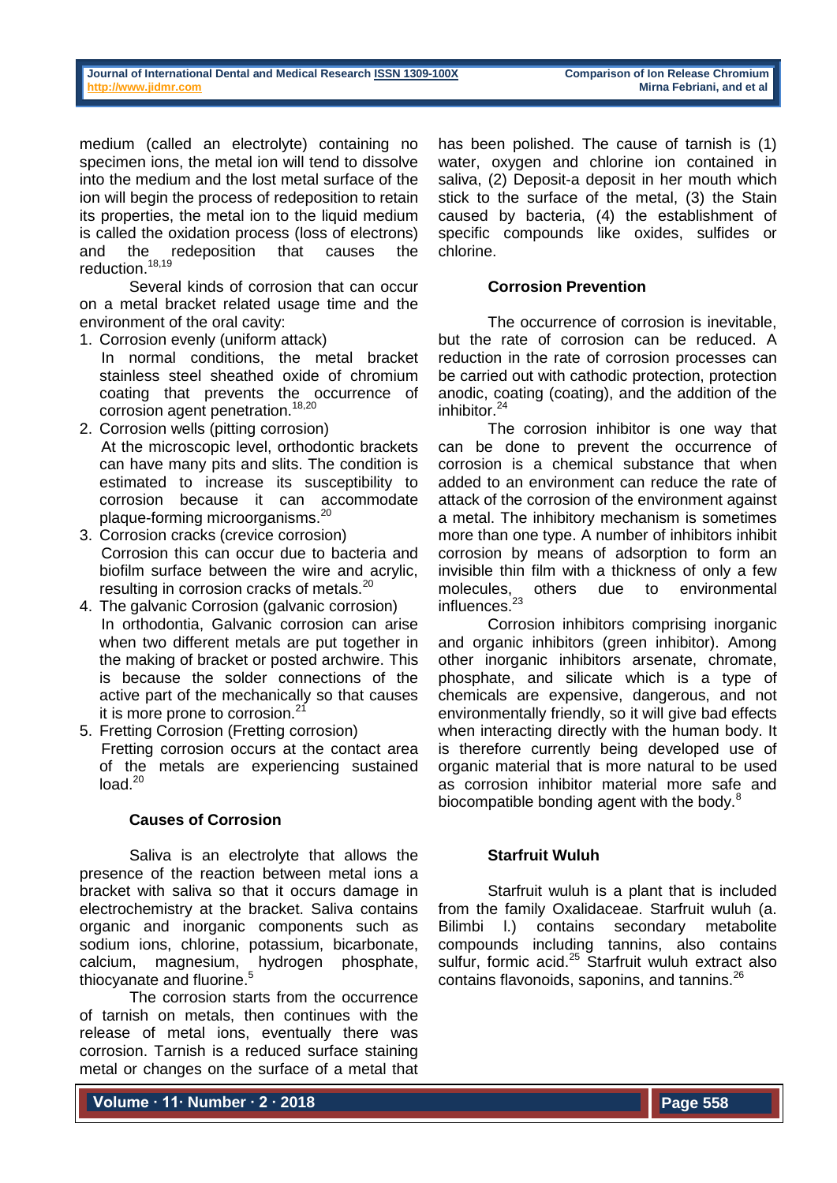medium (called an electrolyte) containing no specimen ions, the metal ion will tend to dissolve into the medium and the lost metal surface of the ion will begin the process of redeposition to retain its properties, the metal ion to the liquid medium is called the oxidation process (loss of electrons) and the redeposition that causes the reduction.[18,19]

Several kinds of corrosion that can occur on a metal bracket related usage time and the environment of the oral cavity:

1. Corrosion evenly (uniform attack)
   In normal conditions, the metal bracket stainless steel sheathed oxide of chromium coating that prevents the occurrence of corrosion agent penetration.[18,20]
2. Corrosion wells (pitting corrosion)
   At the microscopic level, orthodontic brackets can have many pits and slits. The condition is estimated to increase its susceptibility to corrosion because it can accommodate plaque-forming microorganisms.[20]
3. Corrosion cracks (crevice corrosion)
   Corrosion this can occur due to bacteria and biofilm surface between the wire and acrylic, resulting in corrosion cracks of metals.[20]
4. The galvanic Corrosion (galvanic corrosion)
   In orthodontia, Galvanic corrosion can arise when two different metals are put together in the making of bracket or posted archwire. This is because the solder connections of the active part of the mechanically so that causes it is more prone to corrosion.[21]
5. Fretting Corrosion (Fretting corrosion)
   Fretting corrosion occurs at the contact area of the metals are experiencing sustained load.[20]

### Causes of Corrosion

Saliva is an electrolyte that allows the presence of the reaction between metal ions a bracket with saliva so that it occurs damage in electrochemistry at the bracket. Saliva contains organic and inorganic components such as sodium ions, chlorine, potassium, bicarbonate, calcium, magnesium, hydrogen phosphate, thiocyanate and fluorine.[5]

The corrosion starts from the occurrence of tarnish on metals, then continues with the release of metal ions, eventually there was corrosion. Tarnish is a reduced surface staining metal or changes on the surface of a metal that has been polished. The cause of tarnish is (1) water, oxygen and chlorine ion contained in saliva, (2) Deposit-a deposit in her mouth which stick to the surface of the metal, (3) the Stain caused by bacteria, (4) the establishment of specific compounds like oxides, sulfides or chlorine.

### Corrosion Prevention

The occurrence of corrosion is inevitable, but the rate of corrosion can be reduced. A reduction in the rate of corrosion processes can be carried out with cathodic protection, protection anodic, coating (coating), and the addition of the inhibitor.[24]

The corrosion inhibitor is one way that can be done to prevent the occurrence of corrosion is a chemical substance that when added to an environment can reduce the rate of attack of the corrosion of the environment against a metal. The inhibitory mechanism is sometimes more than one type. A number of inhibitors inhibit corrosion by means of adsorption to form an invisible thin film with a thickness of only a few molecules, others due to environmental influences.[23]

Corrosion inhibitors comprising inorganic and organic inhibitors (green inhibitor). Among other inorganic inhibitors arsenate, chromate, phosphate, and silicate which is a type of chemicals are expensive, dangerous, and not environmentally friendly, so it will give bad effects when interacting directly with the human body. It is therefore currently being developed use of organic material that is more natural to be used as corrosion inhibitor material more safe and biocompatible bonding agent with the body.[8]

### Starfruit Wuluh

Starfruit wuluh is a plant that is included from the family Oxalidaceae. Starfruit wuluh (a. Bilimbi l.) contains secondary metabolite compounds including tannins, also contains sulfur, formic acid.[25] Starfruit wuluh extract also contains flavonoids, saponins, and tannins.[26]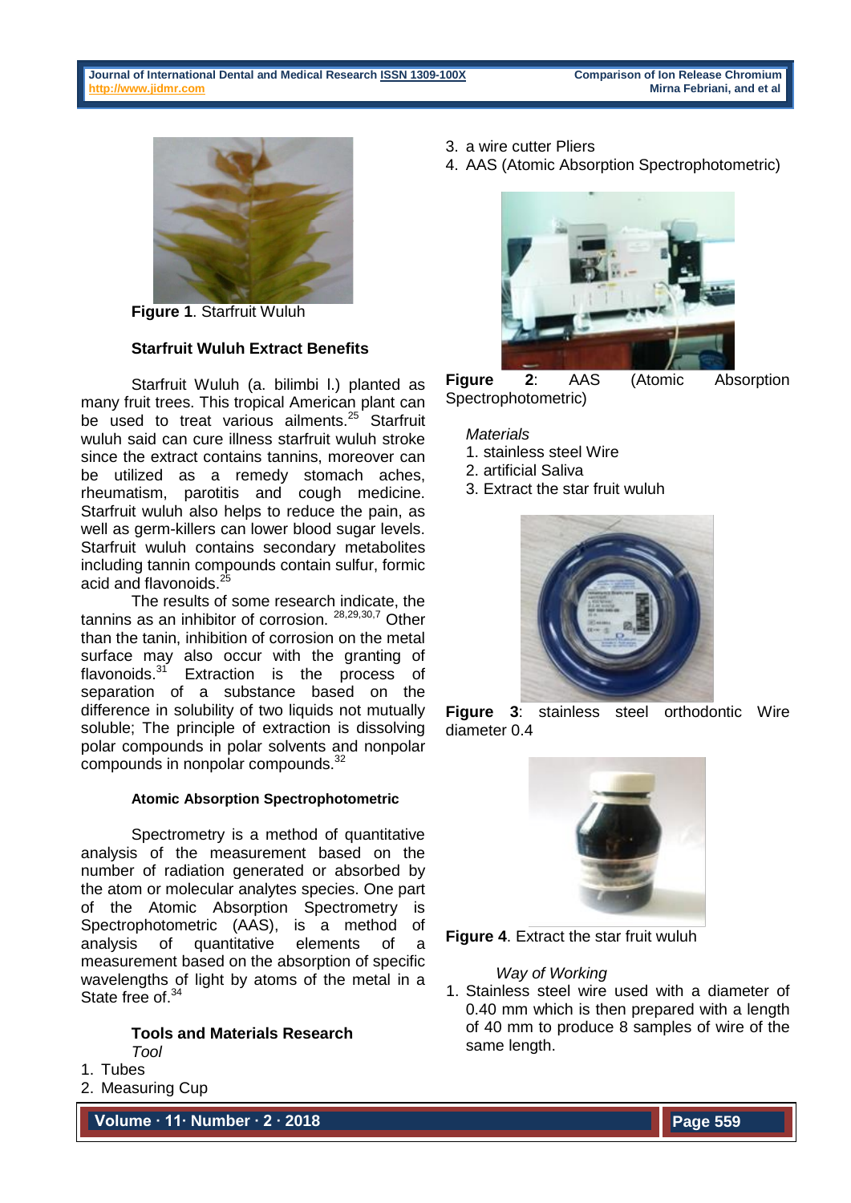**Figure 1**. Starfruit Wuluh

### Starfruit Wuluh Extract Benefits

Starfruit Wuluh (a. bilimbi l.) planted as many fruit trees. This tropical American plant can be used to treat various ailments.[25] Starfruit wuluh said can cure illness starfruit wuluh stroke since the extract contains tannins, moreover can be utilized as a remedy stomach aches, rheumatism, parotitis and cough medicine. Starfruit wuluh also helps to reduce the pain, as well as germ-killers can lower blood sugar levels. Starfruit wuluh contains secondary metabolites including tannin compounds contain sulfur, formic acid and flavonoids.[25]

The results of some research indicate, the tannins as an inhibitor of corrosion. [28,29,30,7] Other than the tanin, inhibition of corrosion on the metal surface may also occur with the granting of flavonoids.[31] Extraction is the process of separation of a substance based on the difference in solubility of two liquids not mutually soluble; The principle of extraction is dissolving polar compounds in polar solvents and nonpolar compounds in nonpolar compounds.[32]

### Atomic Absorption Spectrophotometric

Spectrometry is a method of quantitative analysis of the measurement based on the number of radiation generated or absorbed by the atom or molecular analytes species. One part of the Atomic Absorption Spectrometry is Spectrophotometric (AAS), is a method of analysis of quantitative elements of a measurement based on the absorption of specific wavelengths of light by atoms of the metal in a State free of.[34]

### Tools and Materials Research

*Tool*

1. Tubes
2. Measuring Cup
3. a wire cutter Pliers
4. AAS (Atomic Absorption Spectrophotometric)

**Figure 2**: AAS (Atomic Absorption Spectrophotometric)

*Materials*

1. stainless steel Wire
2. artificial Saliva
3. Extract the star fruit wuluh

**Figure 3**: stainless steel orthodontic Wire diameter 0.4

**Figure 4**. Extract the star fruit wuluh

*Way of Working*

1. Stainless steel wire used with a diameter of 0.40 mm which is then prepared with a length of 40 mm to produce 8 samples of wire of the same length.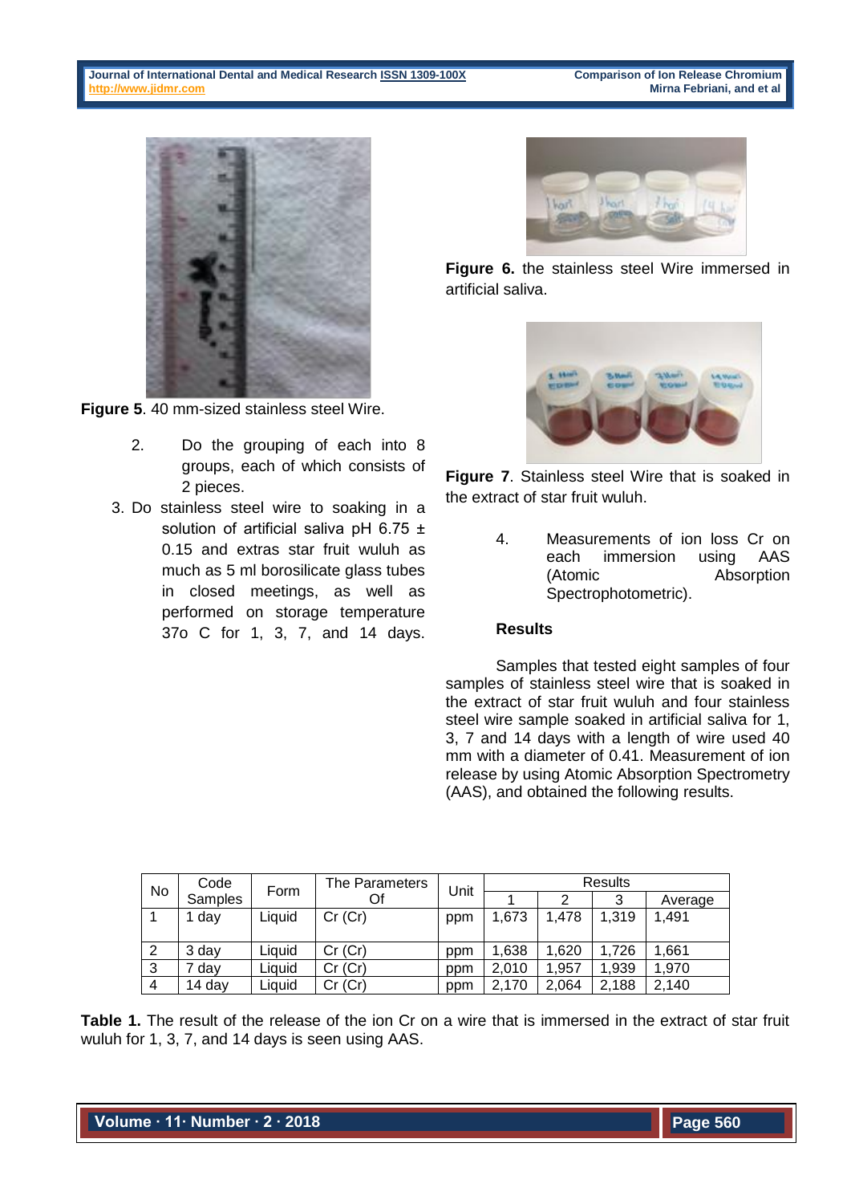**Figure 5**. 40 mm-sized stainless steel Wire.

2. Do the grouping of each into 8 groups, each of which consists of 2 pieces.
3. Do stainless steel wire to soaking in a solution of artificial saliva pH 6.75 ± 0.15 and extras star fruit wuluh as much as 5 ml borosilicate glass tubes in closed meetings, as well as performed on storage temperature 37o C for 1, 3, 7, and 14 days.

**Figure 6.** the stainless steel Wire immersed in artificial saliva.

**Figure 7**. Stainless steel Wire that is soaked in the extract of star fruit wuluh.

4. Measurements of ion loss Cr on each immersion using AAS (Atomic Absorption Spectrophotometric).

### Results

Samples that tested eight samples of four samples of stainless steel wire that is soaked in the extract of star fruit wuluh and four stainless steel wire sample soaked in artificial saliva for 1, 3, 7 and 14 days with a length of wire used 40 mm with a diameter of 0.41. Measurement of ion release by using Atomic Absorption Spectrometry (AAS), and obtained the following results.

| No | Code Samples | Form | The Parameters Of | Unit | Results | | | |
|---|---|---|---|---|---|---|---|---|
| | | | | | 1 | 2 | 3 | Average |
| 1 | 1 day | Liquid | Cr (Cr) | ppm | 1,673 | 1,478 | 1,319 | 1,491 |
| 2 | 3 day | Liquid | Cr (Cr) | ppm | 1,638 | 1,620 | 1,726 | 1,661 |
| 3 | 7 day | Liquid | Cr (Cr) | ppm | 2,010 | 1,957 | 1,939 | 1,970 |
| 4 | 14 day | Liquid | Cr (Cr) | ppm | 2,170 | 2,064 | 2,188 | 2,140 |

**Table 1.** The result of the release of the ion Cr on a wire that is immersed in the extract of star fruit wuluh for 1, 3, 7, and 14 days is seen using AAS.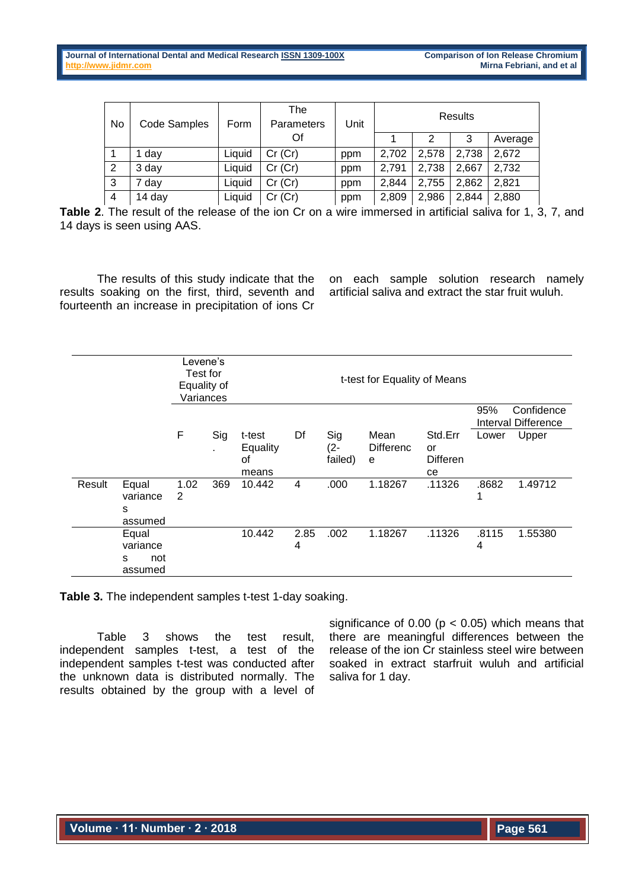| No | Code Samples | Form | The Parameters Of | Unit | Results | | | |
|---|---|---|---|---|---|---|---|---|
| | | | | | 1 | 2 | 3 | Average |
| 1 | 1 day | Liquid | Cr (Cr) | ppm | 2,702 | 2,578 | 2,738 | 2,672 |
| 2 | 3 day | Liquid | Cr (Cr) | ppm | 2,791 | 2,738 | 2,667 | 2,732 |
| 3 | 7 day | Liquid | Cr (Cr) | ppm | 2,844 | 2,755 | 2,862 | 2,821 |
| 4 | 14 day | Liquid | Cr (Cr) | ppm | 2,809 | 2,986 | 2,844 | 2,880 |

**Table 2**. The result of the release of the ion Cr on a wire immersed in artificial saliva for 1, 3, 7, and 14 days is seen using AAS.

The results of this study indicate that the results soaking on the first, third, seventh and fourteenth an increase in precipitation of ions Cr on each sample solution research namely artificial saliva and extract the star fruit wuluh.

| | | Levene's Test for Equality of Variances | | t-test for Equality of Means | | | | | | |
|---|---|---|---|---|---|---|---|---|---|---|
| | | | | | | | | | 95% Confidence Interval Difference | |
| | | F | Sig. | t-test Equality of means | Df | Sig (2-failed) | Mean Difference | Std.Error Difference | Lower | Upper |
| Result | Equal variances assumed | 1.022 | 369 | 10.442 | 4 | .000 | 1.18267 | .11326 | .86821 | 1.49712 |
| | Equal variances not assumed | | | 10.442 | 2.854 | .002 | 1.18267 | .11326 | .81154 | 1.55380 |

**Table 3.** The independent samples t-test 1-day soaking.

Table 3 shows the test result, independent samples t-test, a test of the independent samples t-test was conducted after the unknown data is distributed normally. The results obtained by the group with a level of significance of 0.00 ($p < 0.05$) which means that there are meaningful differences between the release of the ion Cr stainless steel wire between soaked in extract starfruit wuluh and artificial saliva for 1 day.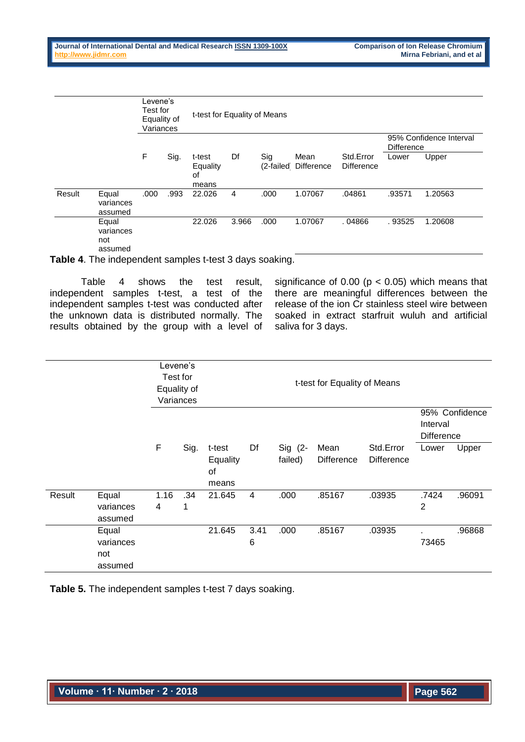| | | Levene's Test for Equality of Variances | | t-test for Equality of Means | | | | | | |
|---|---|---|---|---|---|---|---|---|---|---|
| | | | | | | | | | 95% Confidence Interval Difference | |
| | | F | Sig. | t-test Equality of means | Df | Sig (2-failed) | Mean Difference | Std.Error Difference | Lower | Upper |
| Result | Equal variances assumed | .000 | .993 | 22.026 | 4 | .000 | 1.07067 | .04861 | .93571 | 1.20563 |
| | Equal variances not assumed | | | 22.026 | 3.966 | .000 | 1.07067 | . 04866 | . 93525 | 1.20608 |

**Table 4**. The independent samples t-test 3 days soaking.

Table 4 shows the test result, independent samples t-test, a test of the independent samples t-test was conducted after the unknown data is distributed normally. The results obtained by the group with a level of significance of 0.00 ($p < 0.05$) which means that there are meaningful differences between the release of the ion Cr stainless steel wire between soaked in extract starfruit wuluh and artificial saliva for 3 days.

| | | Levene's Test for Equality of Variances | | t-test for Equality of Means | | | | | | |
|---|---|---|---|---|---|---|---|---|---|---|
| | | | | | | | | | 95% Confidence Interval Difference | |
| | | F | Sig. | t-test Equality of means | Df | Sig (2-failed) | Mean Difference | Std.Error Difference | Lower | Upper |
| Result | Equal variances assumed | 1.164 | .341 | 21.645 | 4 | .000 | .85167 | .03935 | .74242 | .96091 |
| | Equal variances not assumed | | | 21.645 | 3.416 | .000 | .85167 | .03935 | .73465 | .96868 |

**Table 5.** The independent samples t-test 7 days soaking.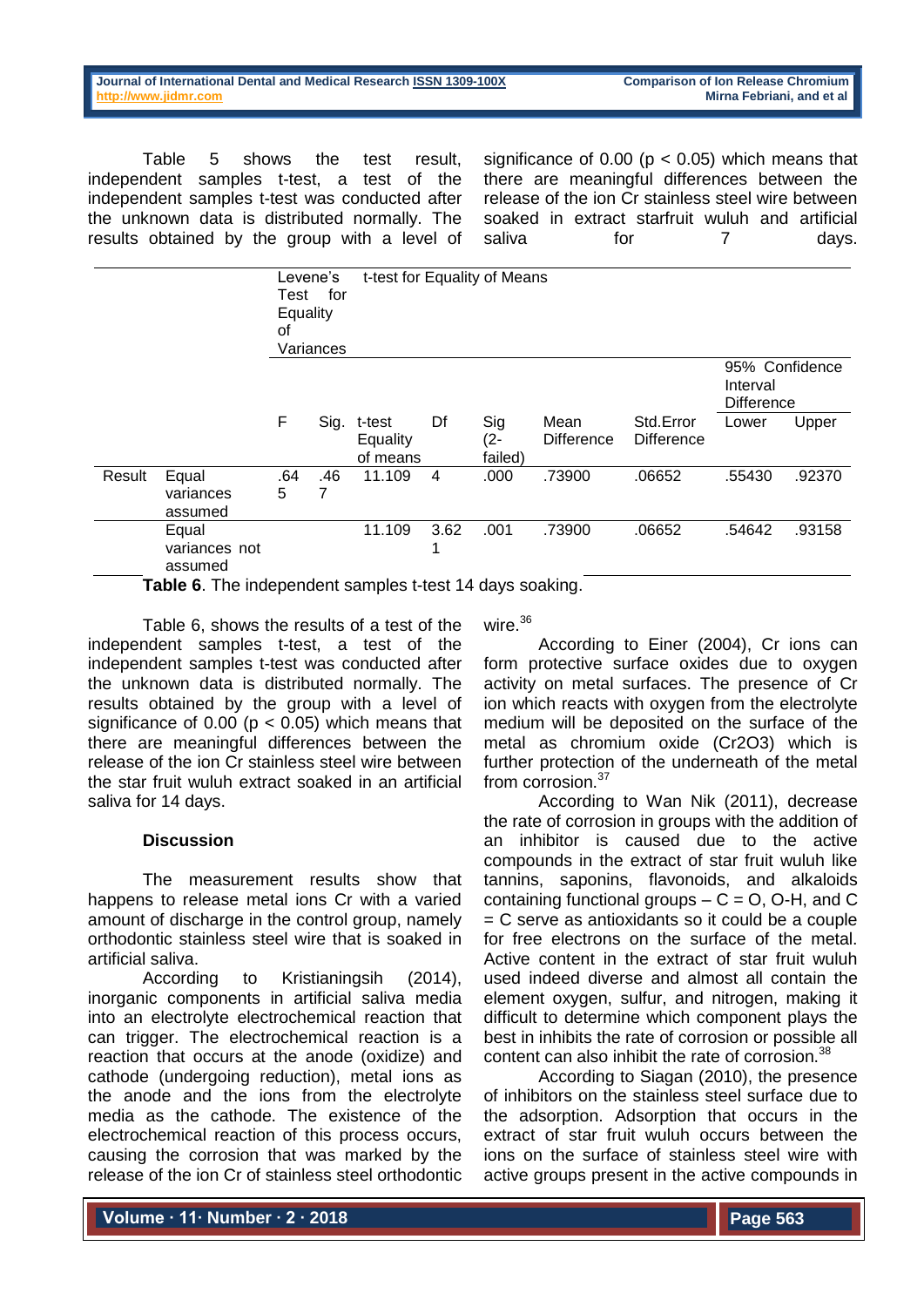Table 5 shows the test result, independent samples t-test, a test of the independent samples t-test was conducted after the unknown data is distributed normally. The results obtained by the group with a level of significance of 0.00 ($p < 0.05$) which means that there are meaningful differences between the release of the ion Cr stainless steel wire between soaked in extract starfruit wuluh and artificial saliva for 7 days.

| | | Levene's Test for Equality of Variances | | t-test for Equality of Means | | | | | | |
|---|---|---|---|---|---|---|---|---|---|---|
| | | | | | | | | | 95% Confidence Interval Difference | |
| | | F | Sig. | t-test Equality of means | Df | Sig (2-failed) | Mean Difference | Std.Error Difference | Lower | Upper |
| Result | Equal variances assumed | .645 | .467 | 11.109 | 4 | .000 | .73900 | .06652 | .55430 | .92370 |
| | Equal variances not assumed | | | 11.109 | 3.621 | .001 | .73900 | .06652 | .54642 | .93158 |

**Table 6**. The independent samples t-test 14 days soaking.

Table 6, shows the results of a test of the independent samples t-test, a test of the independent samples t-test was conducted after the unknown data is distributed normally. The results obtained by the group with a level of significance of 0.00 ($p < 0.05$) which means that there are meaningful differences between the release of the ion Cr stainless steel wire between the star fruit wuluh extract soaked in an artificial saliva for 14 days.

### Discussion

The measurement results show that happens to release metal ions Cr with a varied amount of discharge in the control group, namely orthodontic stainless steel wire that is soaked in artificial saliva.

According to Kristianingsih (2014), inorganic components in artificial saliva media into an electrolyte electrochemical reaction that can trigger. The electrochemical reaction is a reaction that occurs at the anode (oxidize) and cathode (undergoing reduction), metal ions as the anode and the ions from the electrolyte media as the cathode. The existence of the electrochemical reaction of this process occurs, causing the corrosion that was marked by the release of the ion Cr of stainless steel orthodontic wire.[36]

According to Einer (2004), Cr ions can form protective surface oxides due to oxygen activity on metal surfaces. The presence of Cr ion which reacts with oxygen from the electrolyte medium will be deposited on the surface of the metal as chromium oxide ($Cr_2O_3$) which is further protection of the underneath of the metal from corrosion.[37]

According to Wan Nik (2011), decrease the rate of corrosion in groups with the addition of an inhibitor is caused due to the active compounds in the extract of star fruit wuluh like tannins, saponins, flavonoids, and alkaloids containing functional groups – C = O, O-H, and C = C serve as antioxidants so it could be a couple for free electrons on the surface of the metal. Active content in the extract of star fruit wuluh used indeed diverse and almost all contain the element oxygen, sulfur, and nitrogen, making it difficult to determine which component plays the best in inhibits the rate of corrosion or possible all content can also inhibit the rate of corrosion.[38]

According to Siagan (2010), the presence of inhibitors on the stainless steel surface due to the adsorption. Adsorption that occurs in the extract of star fruit wuluh occurs between the ions on the surface of stainless steel wire with active groups present in the active compounds in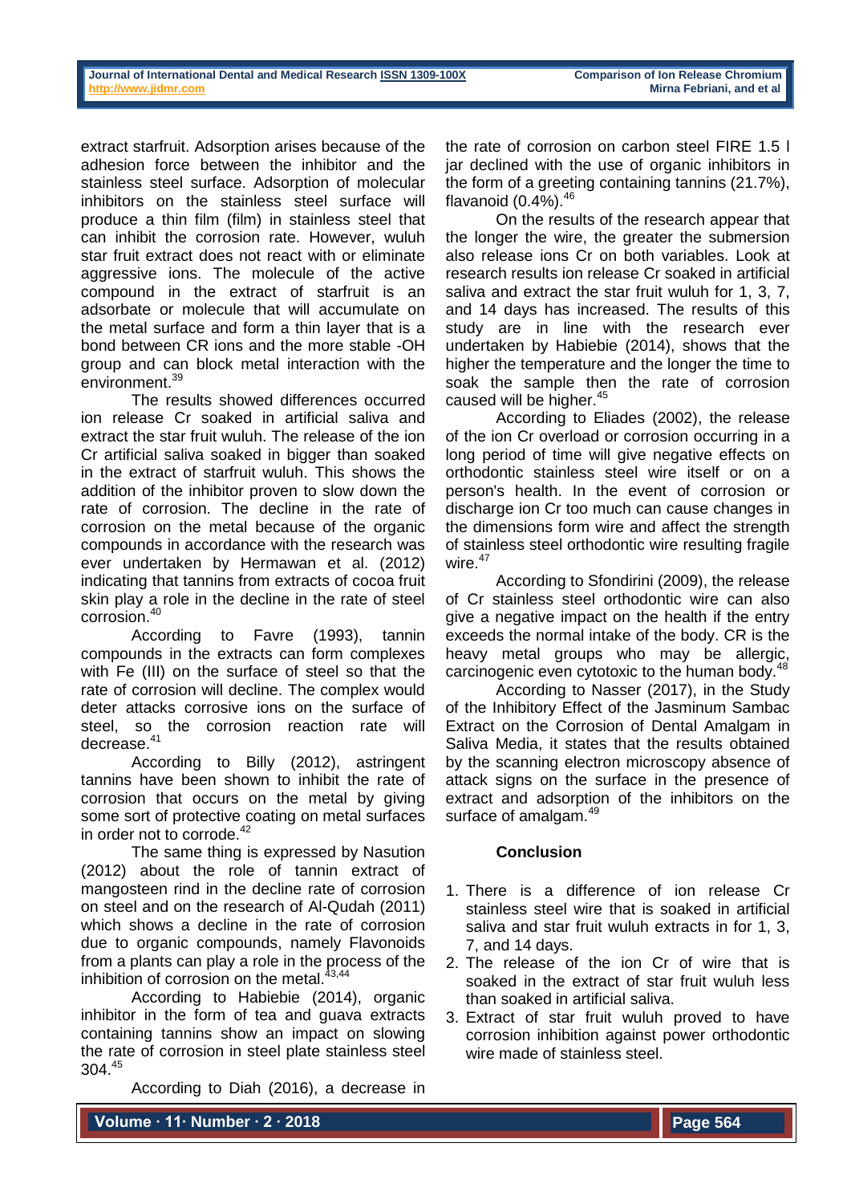extract starfruit. Adsorption arises because of the adhesion force between the inhibitor and the stainless steel surface. Adsorption of molecular inhibitors on the stainless steel surface will produce a thin film (film) in stainless steel that can inhibit the corrosion rate. However, wuluh star fruit extract does not react with or eliminate aggressive ions. The molecule of the active compound in the extract of starfruit is an adsorbate or molecule that will accumulate on the metal surface and form a thin layer that is a bond between CR ions and the more stable -OH group and can block metal interaction with the environment.[39]

The results showed differences occurred ion release Cr soaked in artificial saliva and extract the star fruit wuluh. The release of the ion Cr artificial saliva soaked in bigger than soaked in the extract of starfruit wuluh. This shows the addition of the inhibitor proven to slow down the rate of corrosion. The decline in the rate of corrosion on the metal because of the organic compounds in accordance with the research was ever undertaken by Hermawan et al. (2012) indicating that tannins from extracts of cocoa fruit skin play a role in the decline in the rate of steel corrosion.[40]

According to Favre (1993), tannin compounds in the extracts can form complexes with Fe (III) on the surface of steel so that the rate of corrosion will decline. The complex would deter attacks corrosive ions on the surface of steel, so the corrosion reaction rate will decrease.[41]

According to Billy (2012), astringent tannins have been shown to inhibit the rate of corrosion that occurs on the metal by giving some sort of protective coating on metal surfaces in order not to corrode.[42]

The same thing is expressed by Nasution (2012) about the role of tannin extract of mangosteen rind in the decline rate of corrosion on steel and on the research of Al-Qudah (2011) which shows a decline in the rate of corrosion due to organic compounds, namely Flavonoids from a plants can play a role in the process of the inhibition of corrosion on the metal.[43,44]

According to Habiebie (2014), organic inhibitor in the form of tea and guava extracts containing tannins show an impact on slowing the rate of corrosion in steel plate stainless steel 304.[45]

According to Diah (2016), a decrease in the rate of corrosion on carbon steel FIRE 1.5 l jar declined with the use of organic inhibitors in the form of a greeting containing tannins (21.7%), flavanoid (0.4%).[46]

On the results of the research appear that the longer the wire, the greater the submersion also release ions Cr on both variables. Look at research results ion release Cr soaked in artificial saliva and extract the star fruit wuluh for 1, 3, 7, and 14 days has increased. The results of this study are in line with the research ever undertaken by Habiebie (2014), shows that the higher the temperature and the longer the time to soak the sample then the rate of corrosion caused will be higher.[45]

According to Eliades (2002), the release of the ion Cr overload or corrosion occurring in a long period of time will give negative effects on orthodontic stainless steel wire itself or on a person's health. In the event of corrosion or discharge ion Cr too much can cause changes in the dimensions form wire and affect the strength of stainless steel orthodontic wire resulting fragile wire.[47]

According to Sfondirini (2009), the release of Cr stainless steel orthodontic wire can also give a negative impact on the health if the entry exceeds the normal intake of the body. CR is the heavy metal groups who may be allergic, carcinogenic even cytotoxic to the human body.[48]

According to Nasser (2017), in the Study of the Inhibitory Effect of the Jasminum Sambac Extract on the Corrosion of Dental Amalgam in Saliva Media, it states that the results obtained by the scanning electron microscopy absence of attack signs on the surface in the presence of extract and adsorption of the inhibitors on the surface of amalgam.[49]

## Conclusion

1. There is a difference of ion release Cr stainless steel wire that is soaked in artificial saliva and star fruit wuluh extracts in for 1, 3, 7, and 14 days.
2. The release of the ion Cr of wire that is soaked in the extract of star fruit wuluh less than soaked in artificial saliva.
3. Extract of star fruit wuluh proved to have corrosion inhibition against power orthodontic wire made of stainless steel.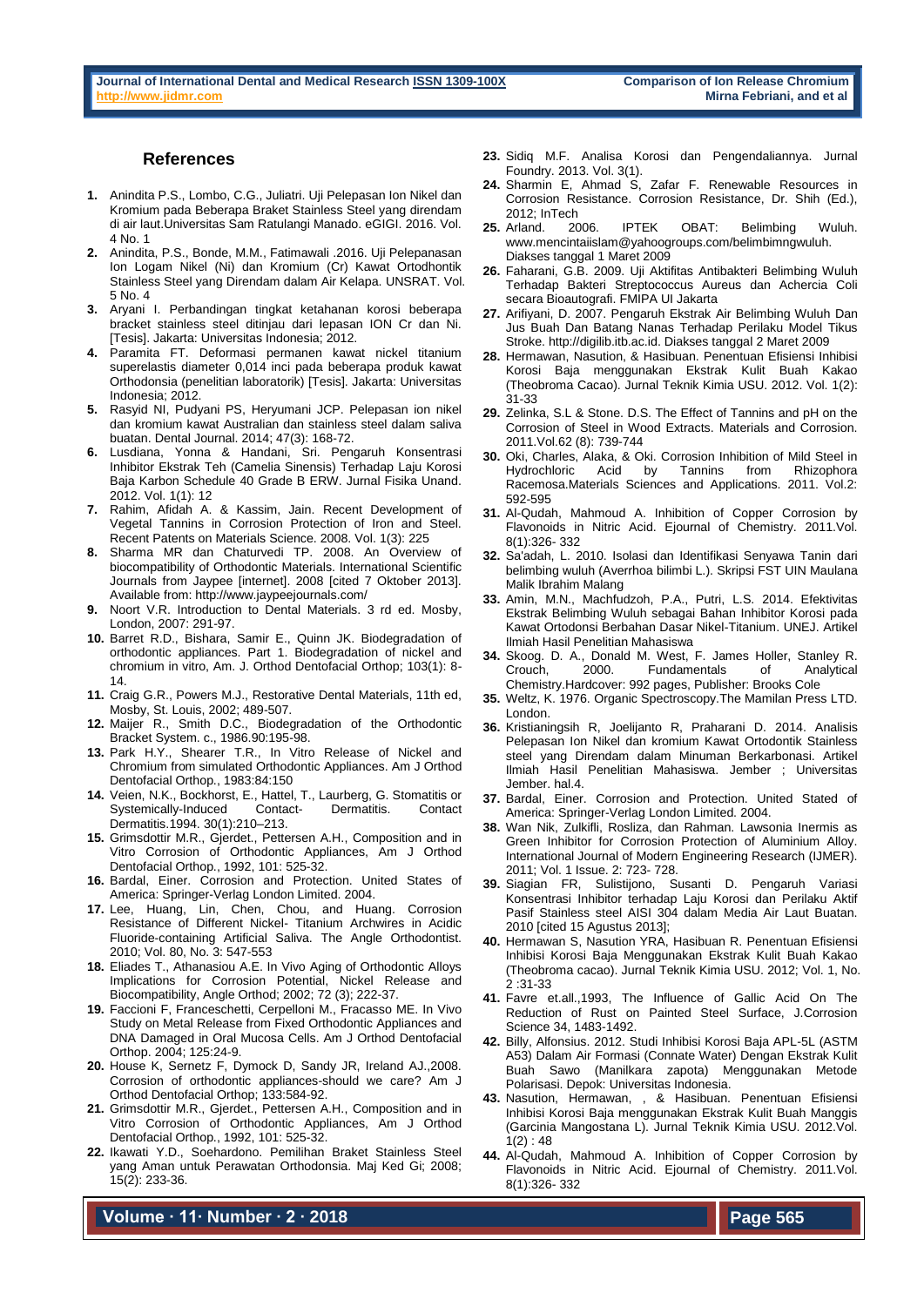## References

1. Anindita P.S., Lombo, C.G., Juliatri. Uji Pelepasan Ion Nikel dan Kromium pada Beberapa Braket Stainless Steel yang direndam di air laut.Universitas Sam Ratulangi Manado. eGIGI. 2016. Vol. 4 No. 1
2. Anindita, P.S., Bonde, M.M., Fatimawali .2016. Uji Pelepanasan Ion Logam Nikel (Ni) dan Kromium (Cr) Kawat Ortodhontik Stainless Steel yang Direndam dalam Air Kelapa. UNSRAT. Vol. 5 No. 4
3. Aryani I. Perbandingan tingkat ketahanan korosi beberapa bracket stainless steel ditinjau dari lepasan ION Cr dan Ni. [Tesis]. Jakarta: Universitas Indonesia; 2012.
4. Paramita FT. Deformasi permanen kawat nickel titanium superelastis diameter 0,014 inci pada beberapa produk kawat Orthodonsia (penelitian laboratorik) [Tesis]. Jakarta: Universitas Indonesia; 2012.
5. Rasyid NI, Pudyani PS, Heryumani JCP. Pelepasan ion nikel dan kromium kawat Australian dan stainless steel dalam saliva buatan. Dental Journal. 2014; 47(3): 168-72.
6. Lusdiana, Yonna & Handani, Sri. Pengaruh Konsentrasi Inhibitor Ekstrak Teh (Camelia Sinensis) Terhadap Laju Korosi Baja Karbon Schedule 40 Grade B ERW. Jurnal Fisika Unand. 2012. Vol. 1(1): 12
7. Rahim, Afidah A. & Kassim, Jain. Recent Development of Vegetal Tannins in Corrosion Protection of Iron and Steel. Recent Patents on Materials Science. 2008. Vol. 1(3): 225
8. Sharma MR dan Chaturvedi TP. 2008. An Overview of biocompatibility of Orthodontic Materials. International Scientific Journals from Jaypee [internet]. 2008 [cited 7 Oktober 2013]. Available from: http://www.jaypeejournals.com/
9. Noort V.R. Introduction to Dental Materials. 3 rd ed. Mosby, London, 2007: 291-97.
10. Barret R.D., Bishara, Samir E., Quinn JK. Biodegradation of orthodontic appliances. Part 1. Biodegradation of nickel and chromium in vitro, Am. J. Orthod Dentofacial Orthop; 103(1): 8-14.
11. Craig G.R., Powers M.J., Restorative Dental Materials, 11th ed, Mosby, St. Louis, 2002; 489-507.
12. Maijer R., Smith D.C., Biodegradation of the Orthodontic Bracket System. c., 1986.90:195-98.
13. Park H.Y., Shearer T.R., In Vitro Release of Nickel and Chromium from simulated Orthodontic Appliances. Am J Orthod Dentofacial Orthop., 1983:84:150
14. Veien, N.K., Bockhorst, E., Hattel, T., Laurberg, G. Stomatitis or Systemically-Induced Contact- Dermatitis. Contact Dermatitis.1994. 30(1):210–213.
15. Grimsdottir M.R., Gjerdet., Pettersen A.H., Composition and in Vitro Corrosion of Orthodontic Appliances, Am J Orthod Dentofacial Orthop., 1992, 101: 525-32.
16. Bardal, Einer. Corrosion and Protection. United States of America: Springer-Verlag London Limited. 2004.
17. Lee, Huang, Lin, Chen, Chou, and Huang. Corrosion Resistance of Different Nickel- Titanium Archwires in Acidic Fluoride-containing Artificial Saliva. The Angle Orthodontist. 2010; Vol. 80, No. 3: 547-553
18. Eliades T., Athanasiou A.E. In Vivo Aging of Orthodontic Alloys Implications for Corrosion Potential, Nickel Release and Biocompatibility, Angle Orthod; 2002; 72 (3); 222-37.
19. Faccioni F, Franceschetti, Cerpelloni M., Fracasso ME. In Vivo Study on Metal Release from Fixed Orthodontic Appliances and DNA Damaged in Oral Mucosa Cells. Am J Orthod Dentofacial Orthop. 2004; 125:24-9.
20. House K, Sernetz F, Dymock D, Sandy JR, Ireland AJ.,2008. Corrosion of orthodontic appliances-should we care? Am J Orthod Dentofacial Orthop; 133:584-92.
21. Grimsdottir M.R., Gjerdet., Pettersen A.H., Composition and in Vitro Corrosion of Orthodontic Appliances, Am J Orthod Dentofacial Orthop., 1992, 101: 525-32.
22. Ikawati Y.D., Soehardono. Pemilihan Braket Stainless Steel yang Aman untuk Perawatan Orthodonsia. Maj Ked Gi; 2008; 15(2): 233-36.
23. Sidiq M.F. Analisa Korosi dan Pengendaliannya. Jurnal Foundry. 2013. Vol. 3(1).
24. Sharmin E, Ahmad S, Zafar F. Renewable Resources in Corrosion Resistance. Corrosion Resistance, Dr. Shih (Ed.), 2012; InTech
25. Arland. 2006. IPTEK OBAT: Belimbing Wuluh. www.mencintaiislam@yahoogroups.com/belimbimngwuluh. Diakses tanggal 1 Maret 2009
26. Faharani, G.B. 2009. Uji Aktifitas Antibakteri Belimbing Wuluh Terhadap Bakteri Streptococcus Aureus dan Achercia Coli secara Bioautografi. FMIPA UI Jakarta
27. Arifiyani, D. 2007. Pengaruh Ekstrak Air Belimbing Wuluh Dan Jus Buah Dan Batang Nanas Terhadap Perilaku Model Tikus Stroke. http://digilib.itb.ac.id. Diakses tanggal 2 Maret 2009
28. Hermawan, Nasution, & Hasibuan. Penentuan Efisiensi Inhibisi Korosi Baja menggunakan Ekstrak Kulit Buah Kakao (Theobroma Cacao). Jurnal Teknik Kimia USU. 2012. Vol. 1(2): 31-33
29. Zelinka, S.L & Stone. D.S. The Effect of Tannins and pH on the Corrosion of Steel in Wood Extracts. Materials and Corrosion. 2011.Vol.62 (8): 739-744
30. Oki, Charles, Alaka, & Oki. Corrosion Inhibition of Mild Steel in Hydrochloric Acid by Tannins from Rhizophora Racemosa.Materials Sciences and Applications. 2011. Vol.2: 592-595
31. Al-Qudah, Mahmoud A. Inhibition of Copper Corrosion by Flavonoids in Nitric Acid. Ejournal of Chemistry. 2011.Vol. 8(1):326- 332
32. Sa'adah, L. 2010. Isolasi dan Identifikasi Senyawa Tanin dari belimbing wuluh (Averrhoa bilimbi L.). Skripsi FST UIN Maulana Malik Ibrahim Malang
33. Amin, M.N., Machfudzoh, P.A., Putri, L.S. 2014. Efektivitas Ekstrak Belimbing Wuluh sebagai Bahan Inhibitor Korosi pada Kawat Ortodonsi Berbahan Dasar Nikel-Titanium. UNEJ. Artikel Ilmiah Hasil Penelitian Mahasiswa
34. Skoog. D. A., Donald M. West, F. James Holler, Stanley R. Crouch, 2000. Fundamentals of Analytical Chemistry.Hardcover: 992 pages, Publisher: Brooks Cole
35. Weltz, K. 1976. Organic Spectroscopy.The Mamilan Press LTD. London.
36. Kristianingsih R, Joelijanto R, Praharani D. 2014. Analisis Pelepasan Ion Nikel dan kromium Kawat Ortodontik Stainless steel yang Direndam dalam Minuman Berkarbonasi. Artikel Ilmiah Hasil Penelitian Mahasiswa. Jember ; Universitas Jember. hal.4.
37. Bardal, Einer. Corrosion and Protection. United Stated of America: Springer-Verlag London Limited. 2004.
38. Wan Nik, Zulkifli, Rosliza, dan Rahman. Lawsonia Inermis as Green Inhibitor for Corrosion Protection of Aluminium Alloy. International Journal of Modern Engineering Research (IJMER). 2011; Vol. 1 Issue. 2: 723- 728.
39. Siagian FR, Sulistijono, Susanti D. Pengaruh Variasi Konsentrasi Inhibitor terhadap Laju Korosi dan Perilaku Aktif Pasif Stainless steel AISI 304 dalam Media Air Laut Buatan. 2010 [cited 15 Agustus 2013];
40. Hermawan S, Nasution YRA, Hasibuan R. Penentuan Efisiensi Inhibisi Korosi Baja Menggunakan Ekstrak Kulit Buah Kakao (Theobroma cacao). Jurnal Teknik Kimia USU. 2012; Vol. 1, No. 2 :31-33
41. Favre et.all.,1993, The Influence of Gallic Acid On The Reduction of Rust on Painted Steel Surface, J.Corrosion Science 34, 1483-1492.
42. Billy, Alfonsius. 2012. Studi Inhibisi Korosi Baja APL-5L (ASTM A53) Dalam Air Formasi (Connate Water) Dengan Ekstrak Kulit Buah Sawo (Manilkara zapota) Menggunakan Metode Polarisasi. Depok: Universitas Indonesia.
43. Nasution, Hermawan, , & Hasibuan. Penentuan Efisiensi Inhibisi Korosi Baja menggunakan Ekstrak Kulit Buah Manggis (Garcinia Mangostana L). Jurnal Teknik Kimia USU. 2012.Vol. 1(2) : 48
44. Al-Qudah, Mahmoud A. Inhibition of Copper Corrosion by Flavonoids in Nitric Acid. Ejournal of Chemistry. 2011.Vol. 8(1):326- 332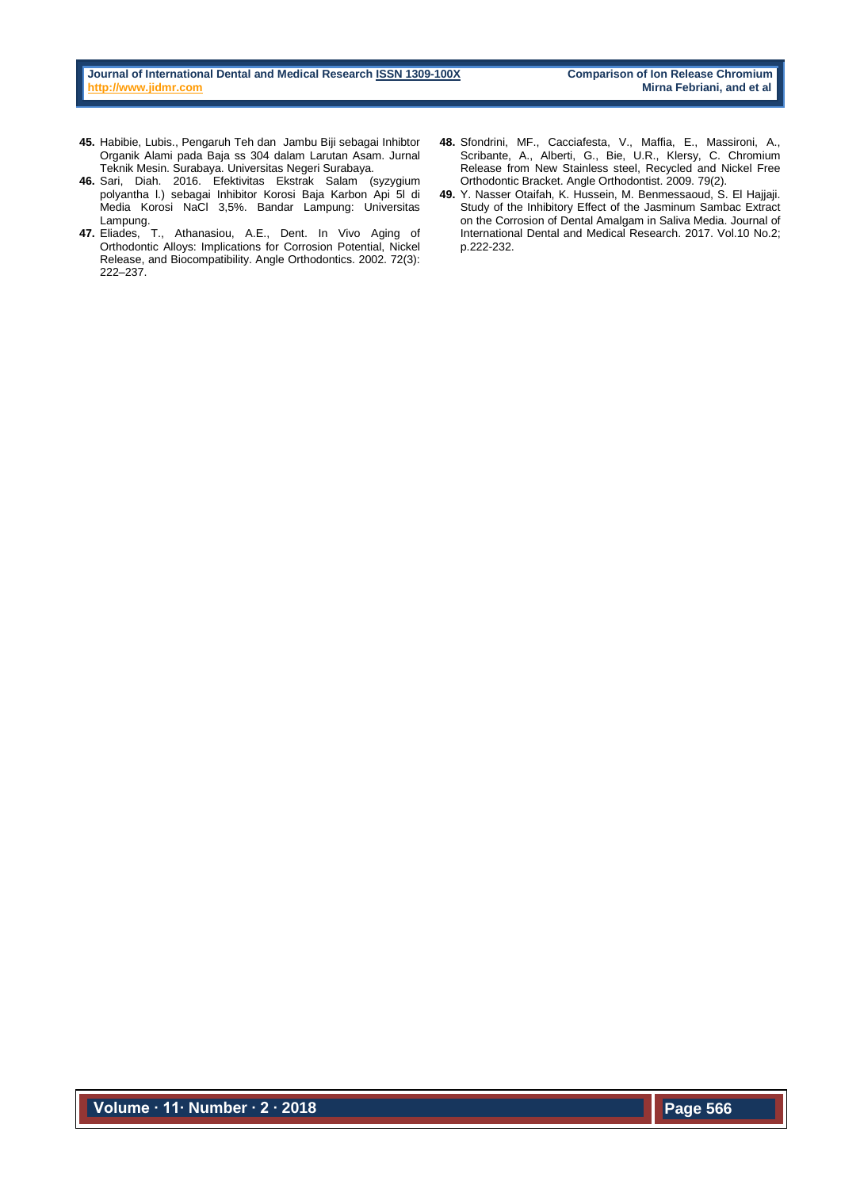45. Habibie, Lubis., Pengaruh Teh dan Jambu Biji sebagai Inhibtor Organik Alami pada Baja ss 304 dalam Larutan Asam. Jurnal Teknik Mesin. Surabaya. Universitas Negeri Surabaya.
46. Sari, Diah. 2016. Efektivitas Ekstrak Salam (syzygium polyantha l.) sebagai Inhibitor Korosi Baja Karbon Api 5l di Media Korosi NaCl 3,5%. Bandar Lampung: Universitas Lampung.
47. Eliades, T., Athanasiou, A.E., Dent. In Vivo Aging of Orthodontic Alloys: Implications for Corrosion Potential, Nickel Release, and Biocompatibility. Angle Orthodontics. 2002. 72(3): 222–237.
48. Sfondrini, MF., Cacciafesta, V., Maffia, E., Massironi, A., Scribante, A., Alberti, G., Bie, U.R., Klersy, C. Chromium Release from New Stainless steel, Recycled and Nickel Free Orthodontic Bracket. Angle Orthodontist. 2009. 79(2).
49. Y. Nasser Otaifah, K. Hussein, M. Benmessaoud, S. El Hajjaji. Study of the Inhibitory Effect of the Jasminum Sambac Extract on the Corrosion of Dental Amalgam in Saliva Media. Journal of International Dental and Medical Research. 2017. Vol.10 No.2; p.222-232.